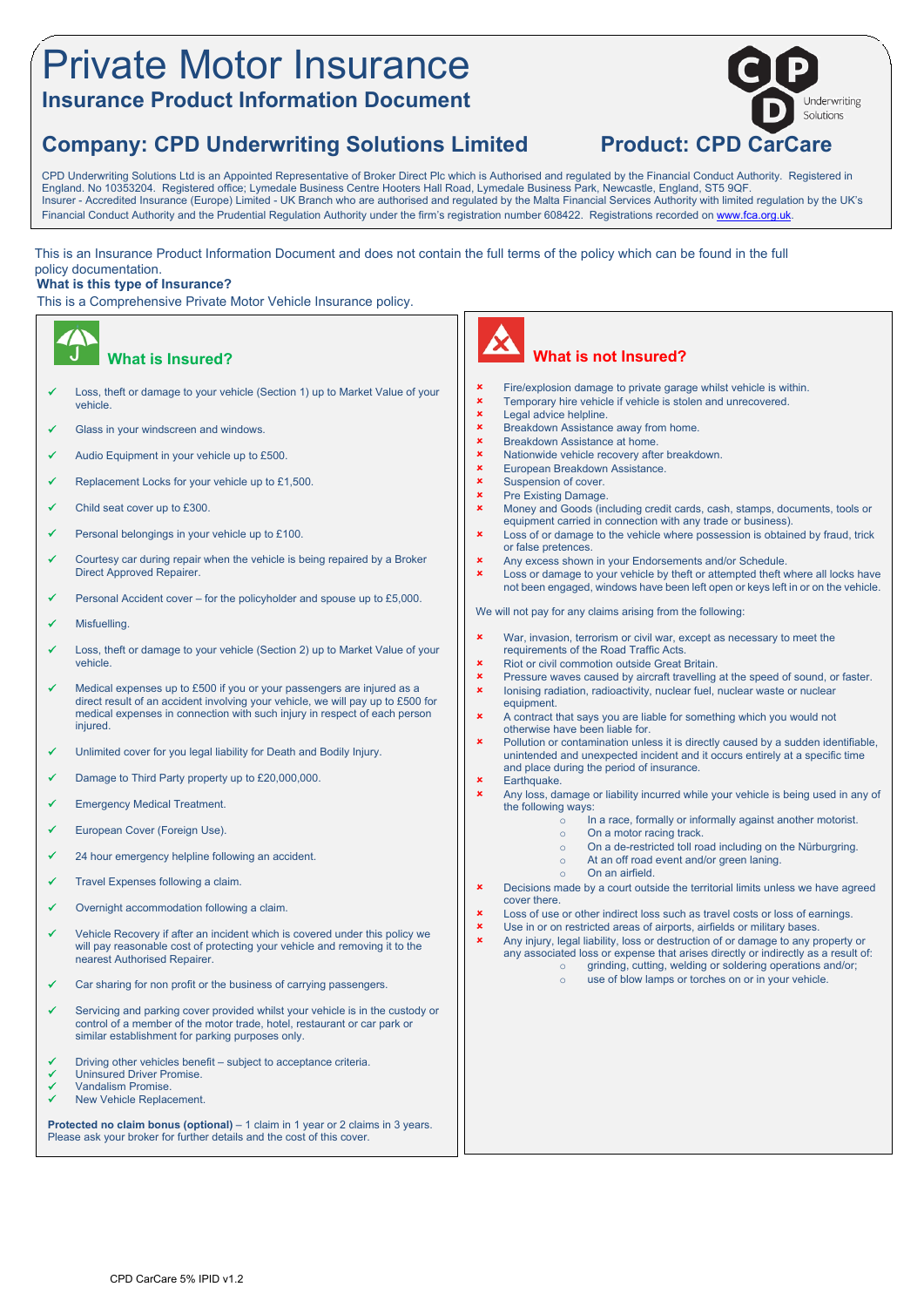# Private Motor Insurance

## Insurance Product Information Document

## Company: CPD Underwriting Solutions Limited

## Product: CPD CarCare

CPD Underwriting Solutions Ltd is an Appointed Representative of Broker Direct Plc which is Authorised and regulated by the Financial Conduct Authority. Registered in England. No 10353204. Registered office; Lymedale Business Centre Hooters Hall Road, Lymedale Business Park, Newcastle, England, ST5 9QF.
Insurer - Accredited Insurance (Europe) Limited - UK Branch who are authorised and regulated by the Malta Financial Services Authority with limited regulation by the UK's Financial Conduct Authority and the Prudential Regulation Authority under the firm's registration number 608422. Registrations recorded on www.fca.org.uk.

This is an Insurance Product Information Document and does not contain the full terms of the policy which can be found in the full policy documentation.

**What is this type of Insurance?**

This is a Comprehensive Private Motor Vehicle Insurance policy.

### What is Insured?

- ✓ Loss, theft or damage to your vehicle (Section 1) up to Market Value of your vehicle.
- ✓ Glass in your windscreen and windows.
- ✓ Audio Equipment in your vehicle up to £500.
- ✓ Replacement Locks for your vehicle up to £1,500.
- ✓ Child seat cover up to £300.
- ✓ Personal belongings in your vehicle up to £100.
- ✓ Courtesy car during repair when the vehicle is being repaired by a Broker Direct Approved Repairer.
- ✓ Personal Accident cover – for the policyholder and spouse up to £5,000.
- ✓ Misfuelling.
- ✓ Loss, theft or damage to your vehicle (Section 2) up to Market Value of your vehicle.
- ✓ Medical expenses up to £500 if you or your passengers are injured as a direct result of an accident involving your vehicle, we will pay up to £500 for medical expenses in connection with such injury in respect of each person injured.
- ✓ Unlimited cover for you legal liability for Death and Bodily Injury.
- ✓ Damage to Third Party property up to £20,000,000.
- ✓ Emergency Medical Treatment.
- ✓ European Cover (Foreign Use).
- ✓ 24 hour emergency helpline following an accident.
- ✓ Travel Expenses following a claim.
- ✓ Overnight accommodation following a claim.
- ✓ Vehicle Recovery if after an incident which is covered under this policy we will pay reasonable cost of protecting your vehicle and removing it to the nearest Authorised Repairer.
- ✓ Car sharing for non profit or the business of carrying passengers.
- ✓ Servicing and parking cover provided whilst your vehicle is in the custody or control of a member of the motor trade, hotel, restaurant or car park or similar establishment for parking purposes only.
- ✓ Driving other vehicles benefit – subject to acceptance criteria.
- ✓ Uninsured Driver Promise.
- ✓ Vandalism Promise.
- ✓ New Vehicle Replacement.

**Protected no claim bonus (optional)** – 1 claim in 1 year or 2 claims in 3 years. Please ask your broker for further details and the cost of this cover.

### What is not Insured?

- × Fire/explosion damage to private garage whilst vehicle is within.
- × Temporary hire vehicle if vehicle is stolen and unrecovered.
- × Legal advice helpline.
- × Breakdown Assistance away from home.
- × Breakdown Assistance at home.
- × Nationwide vehicle recovery after breakdown.
- × European Breakdown Assistance.
- × Suspension of cover.
- × Pre Existing Damage.
- × Money and Goods (including credit cards, cash, stamps, documents, tools or equipment carried in connection with any trade or business).
- × Loss of or damage to the vehicle where possession is obtained by fraud, trick or false pretences.
- × Any excess shown in your Endorsements and/or Schedule.
- × Loss or damage to your vehicle by theft or attempted theft where all locks have not been engaged, windows have been left open or keys left in or on the vehicle.

We will not pay for any claims arising from the following:

- × War, invasion, terrorism or civil war, except as necessary to meet the requirements of the Road Traffic Acts.
- × Riot or civil commotion outside Great Britain.
- × Pressure waves caused by aircraft travelling at the speed of sound, or faster.
- × Ionising radiation, radioactivity, nuclear fuel, nuclear waste or nuclear equipment.
- × A contract that says you are liable for something which you would not otherwise have been liable for.
- × Pollution or contamination unless it is directly caused by a sudden identifiable, unintended and unexpected incident and it occurs entirely at a specific time and place during the period of insurance.
- × Earthquake.
- × Any loss, damage or liability incurred while your vehicle is being used in any of the following ways:
  - In a race, formally or informally against another motorist.
  - On a motor racing track.
  - On a de-restricted toll road including on the Nürburgring.
  - At an off road event and/or green laning.
  - On an airfield.
- × Decisions made by a court outside the territorial limits unless we have agreed cover there.
- × Loss of use or other indirect loss such as travel costs or loss of earnings.
- × Use in or on restricted areas of airports, airfields or military bases.
- × Any injury, legal liability, loss or destruction of or damage to any property or any associated loss or expense that arises directly or indirectly as a result of:
  - grinding, cutting, welding or soldering operations and/or;
  - use of blow lamps or torches on or in your vehicle.

CPD CarCare 5% IPID v1.2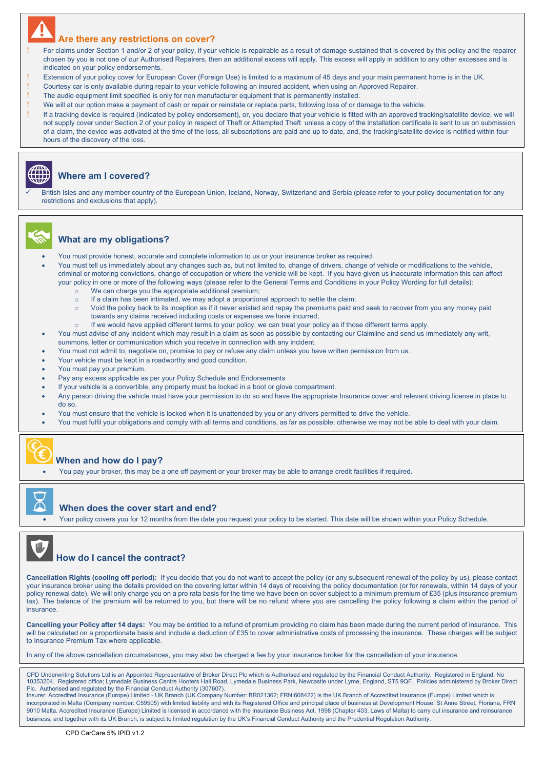## Are there any restrictions on cover?

- ! For claims under Section 1 and/or 2 of your policy, if your vehicle is repairable as a result of damage sustained that is covered by this policy and the repairer chosen by you is not one of our Authorised Repairers, then an additional excess will apply. This excess will apply in addition to any other excesses and is indicated on your policy endorsements.
- ! Extension of your policy cover for European Cover (Foreign Use) is limited to a maximum of 45 days and your main permanent home is in the UK.
- ! Courtesy car is only available during repair to your vehicle following an insured accident, when using an Approved Repairer.
- ! The audio equipment limit specified is only for non manufacturer equipment that is permanently installed.
- ! We will at our option make a payment of cash or repair or reinstate or replace parts, following loss of or damage to the vehicle.
- ! If a tracking device is required (indicated by policy endorsement), or, you declare that your vehicle is fitted with an approved tracking/satellite device, we will not supply cover under Section 2 of your policy in respect of Theft or Attempted Theft unless a copy of the installation certificate is sent to us on submission of a claim, the device was activated at the time of the loss, all subscriptions are paid and up to date, and, the tracking/satellite device is notified within four hours of the discovery of the loss.

## Where am I covered?

- ✓ British Isles and any member country of the European Union, Iceland, Norway, Switzerland and Serbia (please refer to your policy documentation for any restrictions and exclusions that apply).

## What are my obligations?

- You must provide honest, accurate and complete information to us or your insurance broker as required.
- You must tell us immediately about any changes such as, but not limited to, change of drivers, change of vehicle or modifications to the vehicle, criminal or motoring convictions, change of occupation or where the vehicle will be kept. If you have given us inaccurate information this can affect your policy in one or more of the following ways (please refer to the General Terms and Conditions in your Policy Wording for full details):
  - We can charge you the appropriate additional premium;
  - If a claim has been intimated, we may adopt a proportional approach to settle the claim;
  - Void the policy back to its inception as if it never existed and repay the premiums paid and seek to recover from you any money paid towards any claims received including costs or expenses we have incurred;
  - If we would have applied different terms to your policy, we can treat your policy as if those different terms apply.
- You must advise of any incident which may result in a claim as soon as possible by contacting our Claimline and send us immediately any writ, summons, letter or communication which you receive in connection with any incident.
- You must not admit to, negotiate on, promise to pay or refuse any claim unless you have written permission from us.
- Your vehicle must be kept in a roadworthy and good condition.
- You must pay your premium.
- Pay any excess applicable as per your Policy Schedule and Endorsements
- If your vehicle is a convertible, any property must be locked in a boot or glove compartment.
- Any person driving the vehicle must have your permission to do so and have the appropriate Insurance cover and relevant driving license in place to do so.
- You must ensure that the vehicle is locked when it is unattended by you or any drivers permitted to drive the vehicle.
- You must fulfil your obligations and comply with all terms and conditions, as far as possible; otherwise we may not be able to deal with your claim.

## When and how do I pay?

- You pay your broker, this may be a one off payment or your broker may be able to arrange credit facilities if required.

## When does the cover start and end?

- Your policy covers you for 12 months from the date you request your policy to be started. This date will be shown within your Policy Schedule.

## How do I cancel the contract?

**Cancellation Rights (cooling off period):** If you decide that you do not want to accept the policy (or any subsequent renewal of the policy by us), please contact your insurance broker using the details provided on the covering letter within 14 days of receiving the policy documentation (or for renewals, within 14 days of your policy renewal date). We will only charge you on a pro rata basis for the time we have been on cover subject to a minimum premium of £35 (plus insurance premium tax). The balance of the premium will be returned to you, but there will be no refund where you are cancelling the policy following a claim within the period of insurance.

**Cancelling your Policy after 14 days:** You may be entitled to a refund of premium providing no claim has been made during the current period of insurance. This will be calculated on a proportionate basis and include a deduction of £35 to cover administrative costs of processing the insurance. These charges will be subject to Insurance Premium Tax where applicable.

In any of the above cancellation circumstances, you may also be charged a fee by your insurance broker for the cancellation of your insurance.

CPD Underwriting Solutions Ltd is an Appointed Representative of Broker Direct Plc which is Authorised and regulated by the Financial Conduct Authority. Registered in England. No 10353204. Registered office; Lymedale Business Centre Hooters Hall Road, Lymedale Business Park, Newcastle under Lyme, England, ST5 9QF. Policies administered by Broker Direct Plc. Authorised and regulated by the Financial Conduct Authority (307607).
Insurer: Accredited Insurance (Europe) Limited - UK Branch (UK Company Number: BR021362; FRN:608422) is the UK Branch of Accredited Insurance (Europe) Limited which is incorporated in Malta (Company number: C59505) with limited liability and with its Registered Office and principal place of business at Development House, St Anne Street, Floriana, FRN 9010 Malta. Accredited Insurance (Europe) Limited is licensed in accordance with the Insurance Business Act, 1998 (Chapter 403, Laws of Malta) to carry out insurance and reinsurance business, and together with its UK Branch, is subject to limited regulation by the UK's Financial Conduct Authority and the Prudential Regulation Authority.

CPD CarCare 5% IPID v1.2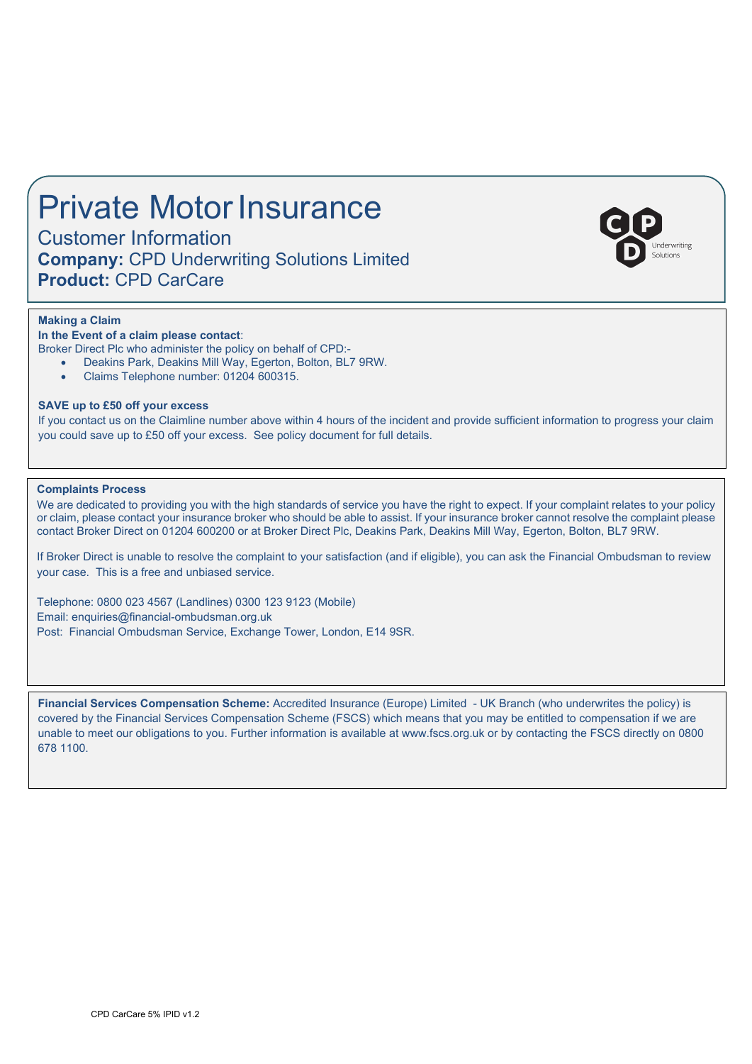# Private Motor Insurance

## Customer Information

**Company:** CPD Underwriting Solutions Limited
**Product:** CPD CarCare

**Making a Claim**

**In the Event of a claim please contact**:
Broker Direct Plc who administer the policy on behalf of CPD:-

- Deakins Park, Deakins Mill Way, Egerton, Bolton, BL7 9RW.
- Claims Telephone number: 01204 600315.

**SAVE up to £50 off your excess**

If you contact us on the Claimline number above within 4 hours of the incident and provide sufficient information to progress your claim you could save up to £50 off your excess. See policy document for full details.

**Complaints Process**

We are dedicated to providing you with the high standards of service you have the right to expect. If your complaint relates to your policy or claim, please contact your insurance broker who should be able to assist. If your insurance broker cannot resolve the complaint please contact Broker Direct on 01204 600200 or at Broker Direct Plc, Deakins Park, Deakins Mill Way, Egerton, Bolton, BL7 9RW.

If Broker Direct is unable to resolve the complaint to your satisfaction (and if eligible), you can ask the Financial Ombudsman to review your case. This is a free and unbiased service.

Telephone: 0800 023 4567 (Landlines) 0300 123 9123 (Mobile)
Email: enquiries@financial-ombudsman.org.uk
Post: Financial Ombudsman Service, Exchange Tower, London, E14 9SR.

**Financial Services Compensation Scheme:** Accredited Insurance (Europe) Limited - UK Branch (who underwrites the policy) is covered by the Financial Services Compensation Scheme (FSCS) which means that you may be entitled to compensation if we are unable to meet our obligations to you. Further information is available at www.fscs.org.uk or by contacting the FSCS directly on 0800 678 1100.

CPD CarCare 5% IPID v1.2